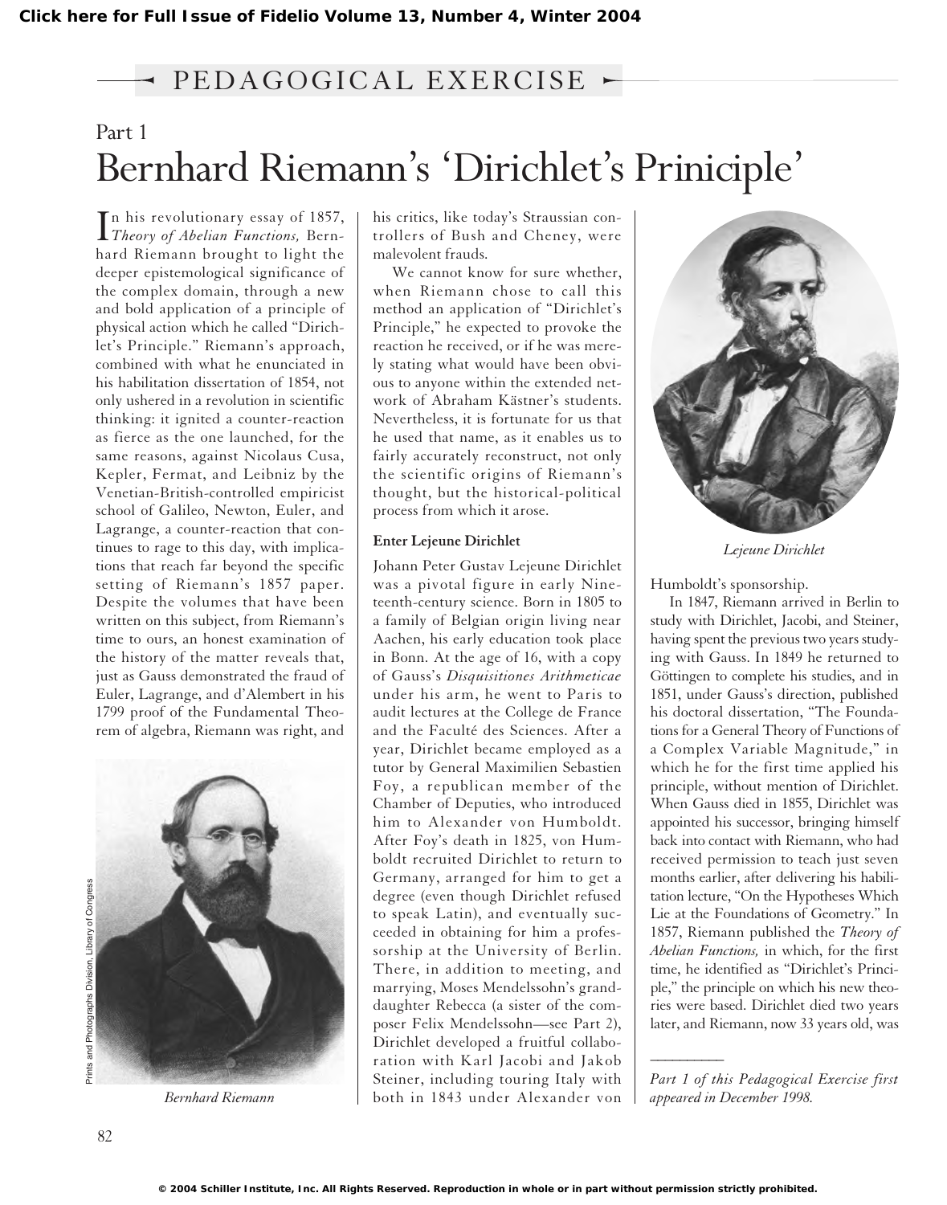PEDAGOGICAL EXERCISE

Part 1

# Bernhard Riemann's 'Dirichlet's Priniciple'

In his revolutionary essay of 1857, *Theory of Abelian Functions,* Bernhard Riemann brought to light the deeper epistemological significance of the complex domain, through a new and bold application of a principle of physical action which he called "Dirichlet's Principle." Riemann's approach, combined with what he enunciated in his habilitation dissertation of 1854, not only ushered in a revolution in scientific thinking: it ignited a counter-reaction as fierce as the one launched, for the same reasons, against Nicolaus Cusa, Kepler, Fermat, and Leibniz by the Venetian-British-controlled empiricist school of Galileo, Newton, Euler, and Lagrange, a counter-reaction that continues to rage to this day, with implications that reach far beyond the specific setting of Riemann's 1857 paper. Despite the volumes that have been written on this subject, from Riemann's time to ours, an honest examination of the history of the matter reveals that, just as Gauss demonstrated the fraud of Euler, Lagrange, and d'Alembert in his 1799 proof of the Fundamental Theorem of algebra, Riemann was right, and his critics, like today's Straussian controllers of Bush and Cheney, were malevolent frauds.

*Bernhard Riemann*

We cannot know for sure whether, when Riemann chose to call this method an application of "Dirichlet's Principle," he expected to provoke the reaction he received, or if he was merely stating what would have been obvious to anyone within the extended network of Abraham Kästner's students. Nevertheless, it is fortunate for us that he used that name, as it enables us to fairly accurately reconstruct, not only the scientific origins of Riemann's thought, but the historical-political process from which it arose.

### Enter Lejeune Dirichlet

Johann Peter Gustav Lejeune Dirichlet was a pivotal figure in early Nineteenth-century science. Born in 1805 to a family of Belgian origin living near Aachen, his early education took place in Bonn. At the age of 16, with a copy of Gauss's *Disquisitiones Arithmeticae* under his arm, he went to Paris to audit lectures at the College de France and the Faculté des Sciences. After a year, Dirichlet became employed as a tutor by General Maximilien Sebastien Foy, a republican member of the Chamber of Deputies, who introduced him to Alexander von Humboldt. After Foy's death in 1825, von Humboldt recruited Dirichlet to return to Germany, arranged for him to get a degree (even though Dirichlet refused to speak Latin), and eventually succeeded in obtaining for him a professorship at the University of Berlin. There, in addition to meeting, and marrying, Moses Mendelssohn's granddaughter Rebecca (a sister of the composer Felix Mendelssohn—see Part 2), Dirichlet developed a fruitful collaboration with Karl Jacobi and Jakob Steiner, including touring Italy with both in 1843 under Alexander von Humboldt's sponsorship.

*Lejeune Dirichlet*

In 1847, Riemann arrived in Berlin to study with Dirichlet, Jacobi, and Steiner, having spent the previous two years studying with Gauss. In 1849 he returned to Göttingen to complete his studies, and in 1851, under Gauss's direction, published his doctoral dissertation, "The Foundations for a General Theory of Functions of a Complex Variable Magnitude," in which he for the first time applied his principle, without mention of Dirichlet. When Gauss died in 1855, Dirichlet was appointed his successor, bringing himself back into contact with Riemann, who had received permission to teach just seven months earlier, after delivering his habilitation lecture, "On the Hypotheses Which Lie at the Foundations of Geometry." In 1857, Riemann published the *Theory of Abelian Functions,* in which, for the first time, he identified as "Dirichlet's Principle," the principle on which his new theories were based. Dirichlet died two years later, and Riemann, now 33 years old, was

---

*Part 1 of this Pedagogical Exercise first appeared in December 1998.*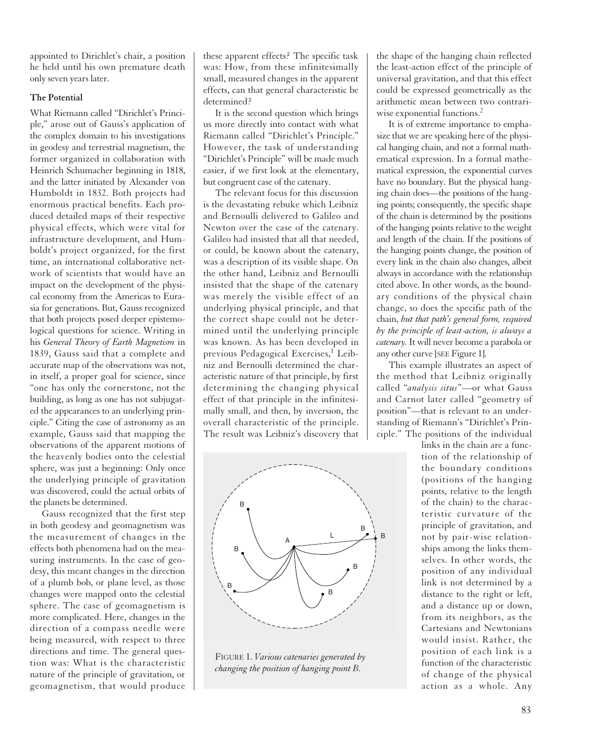appointed to Dirichlet's chair, a position he held until his own premature death only seven years later.

### The Potential

What Riemann called "Dirichlet's Principle," arose out of Gauss's application of the complex domain to his investigations in geodesy and terrestrial magnetism, the former organized in collaboration with Heinrich Schumacher beginning in 1818, and the latter initiated by Alexander von Humboldt in 1832. Both projects had enormous practical benefits. Each produced detailed maps of their respective physical effects, which were vital for infrastructure development, and Humboldt's project organized, for the first time, an international collaborative network of scientists that would have an impact on the development of the physical economy from the Americas to Eurasia for generations. But, Gauss recognized that both projects posed deeper epistemological questions for science. Writing in his *General Theory of Earth Magnetism* in 1839, Gauss said that a complete and accurate map of the observations was not, in itself, a proper goal for science, since "one has only the cornerstone, not the building, as long as one has not subjugated the appearances to an underlying principle." Citing the case of astronomy as an example, Gauss said that mapping the observations of the apparent motions of the heavenly bodies onto the celestial sphere, was just a beginning: Only once the underlying principle of gravitation was discovered, could the actual orbits of the planets be determined.

Gauss recognized that the first step in both geodesy and geomagnetism was the measurement of changes in the effects both phenomena had on the measuring instruments. In the case of geodesy, this meant changes in the direction of a plumb bob, or plane level, as those changes were mapped onto the celestial sphere. The case of geomagnetism is more complicated. Here, changes in the direction of a compass needle were being measured, with respect to three directions and time. The general question was: What is the characteristic nature of the principle of gravitation, or geomagnetism, that would produce these apparent effects? The specific task was: How, from these infinitesimally small, measured changes in the apparent effects, can that general characteristic be determined?

It is the second question which brings us more directly into contact with what Riemann called "Dirichlet's Principle." However, the task of understanding "Dirichlet's Principle" will be made much easier, if we first look at the elementary, but congruent case of the catenary.

The relevant focus for this discussion is the devastating rebuke which Leibniz and Bernoulli delivered to Galileo and Newton over the case of the catenary. Galileo had insisted that all that needed, or could, be known about the catenary, was a description of its visible shape. On the other hand, Leibniz and Bernoulli insisted that the shape of the catenary was merely the visible effect of an underlying physical principle, and that the correct shape could not be determined until the underlying principle was known. As has been developed in previous Pedagogical Exercises,[1] Leibniz and Bernoulli determined the characteristic nature of that principle, by first determining the changing physical effect of that principle in the infinitesimally small, and then, by inversion, the overall characteristic of the principle. The result was Leibniz's discovery that the shape of the hanging chain reflected the least-action effect of the principle of universal gravitation, and that this effect could be expressed geometrically as the arithmetic mean between two contrariwise exponential functions.[2]

It is of extreme importance to emphasize that we are speaking here of the physical hanging chain, and not a formal mathematical expression. In a formal mathematical expression, the exponential curves have no boundary. But the physical hanging chain does—the positions of the hanging points; consequently, the specific shape of the chain is determined by the positions of the hanging points relative to the weight and length of the chain. If the positions of the hanging points change, the position of every link in the chain also changes, albeit always in accordance with the relationship cited above. In other words, as the boundary conditions of the physical chain change, so does the specific path of the chain, *but that path's general form, required by the principle of least-action, is always a catenary.* It will never become a parabola or any other curve [SEE Figure 1].

This example illustrates an aspect of the method that Leibniz originally called "*analysis situs*"—or what Gauss and Carnot later called "geometry of position"—that is relevant to an understanding of Riemann's "Dirichlet's Principle." The positions of the individual links in the chain are a function of the relationship of the boundary conditions (positions of the hanging points, relative to the length of the chain) to the characteristic curvature of the principle of gravitation, and not by pair-wise relationships among the links themselves. In other words, the position of any individual link is not determined by a distance to the right or left, and a distance up or down, from its neighbors, as the Cartesians and Newtonians would insist. Rather, the position of each link is a function of the characteristic of change of the physical action as a whole. Any

FIGURE 1. *Various catenaries generated by changing the position of hanging point B.*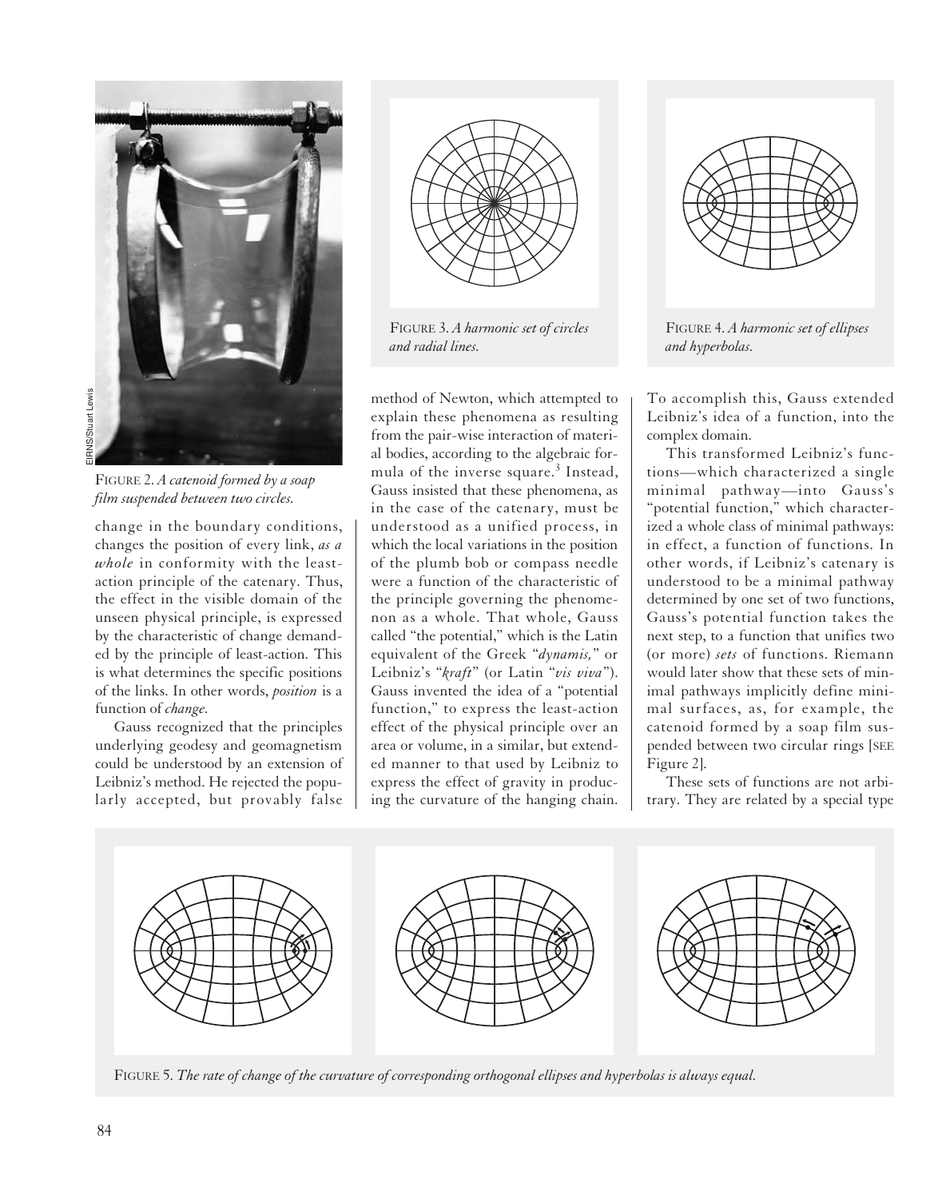FIGURE 2. *A catenoid formed by a soap film suspended between two circles.*

change in the boundary conditions, changes the position of every link, *as a whole* in conformity with the least-action principle of the catenary. Thus, the effect in the visible domain of the unseen physical principle, is expressed by the characteristic of change demanded by the principle of least-action. This is what determines the specific positions of the links. In other words, *position* is a function of *change*.

Gauss recognized that the principles underlying geodesy and geomagnetism could be understood by an extension of Leibniz's method. He rejected the popularly accepted, but provably false method of Newton, which attempted to explain these phenomena as resulting from the pair-wise interaction of material bodies, according to the algebraic formula of the inverse square.[3] Instead, Gauss insisted that these phenomena, as in the case of the catenary, must be understood as a unified process, in which the local variations in the position of the plumb bob or compass needle were a function of the characteristic of the principle governing the phenomenon as a whole. That whole, Gauss called "the potential," which is the Latin equivalent of the Greek "*dynamis,*" or Leibniz's "*kraft*" (or Latin "*vis viva*"). Gauss invented the idea of a "potential function," to express the least-action effect of the physical principle over an area or volume, in a similar, but extended manner to that used by Leibniz to express the effect of gravity in producing the curvature of the hanging chain.

FIGURE 3. *A harmonic set of circles and radial lines.*

FIGURE 4. *A harmonic set of ellipses and hyperbolas.*

To accomplish this, Gauss extended Leibniz's idea of a function, into the complex domain.

This transformed Leibniz's functions—which characterized a single minimal pathway—into Gauss's "potential function," which characterized a whole class of minimal pathways: in effect, a function of functions. In other words, if Leibniz's catenary is understood to be a minimal pathway determined by one set of two functions, Gauss's potential function takes the next step, to a function that unifies two (or more) *sets* of functions. Riemann would later show that these sets of minimal pathways implicitly define minimal surfaces, as, for example, the catenoid formed by a soap film suspended between two circular rings [SEE Figure 2].

These sets of functions are not arbitrary. They are related by a special type

FIGURE 5. *The rate of change of the curvature of corresponding orthogonal ellipses and hyperbolas is always equal.*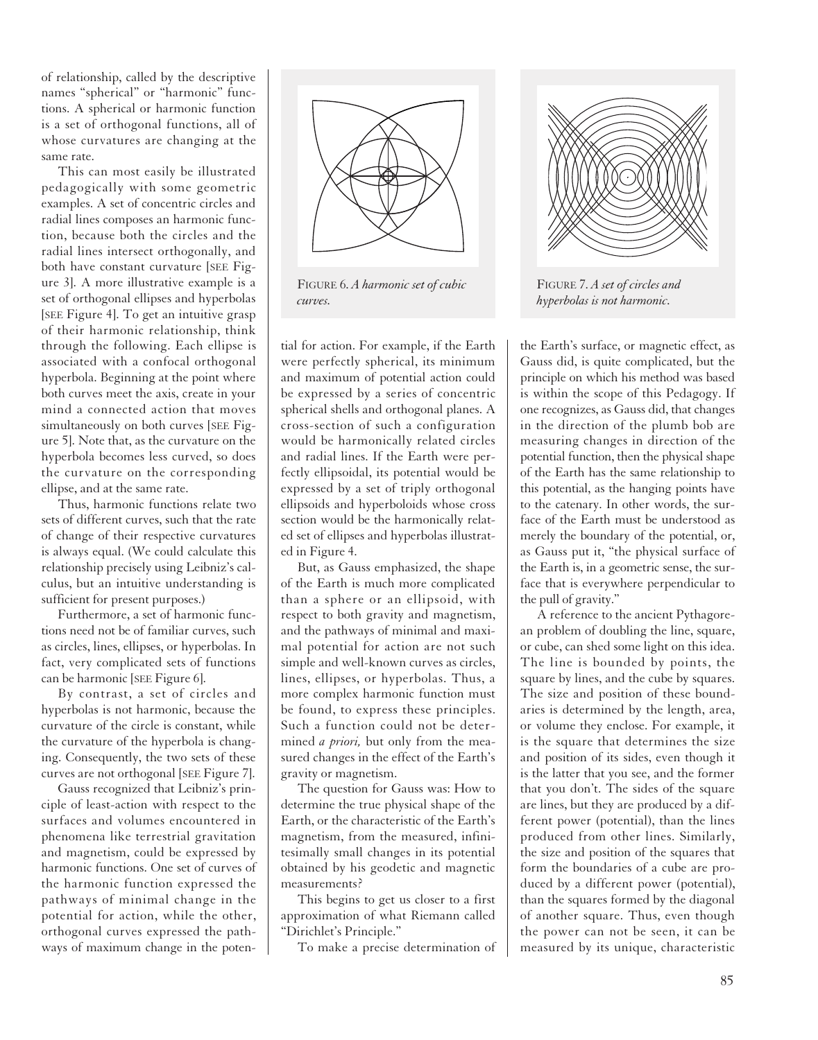of relationship, called by the descriptive names "spherical" or "harmonic" functions. A spherical or harmonic function is a set of orthogonal functions, all of whose curvatures are changing at the same rate.

This can most easily be illustrated pedagogically with some geometric examples. A set of concentric circles and radial lines composes an harmonic function, because both the circles and the radial lines intersect orthogonally, and both have constant curvature [SEE Figure 3]. A more illustrative example is a set of orthogonal ellipses and hyperbolas [SEE Figure 4]. To get an intuitive grasp of their harmonic relationship, think through the following. Each ellipse is associated with a confocal orthogonal hyperbola. Beginning at the point where both curves meet the axis, create in your mind a connected action that moves simultaneously on both curves [SEE Figure 5]. Note that, as the curvature on the hyperbola becomes less curved, so does the curvature on the corresponding ellipse, and at the same rate.

Thus, harmonic functions relate two sets of different curves, such that the rate of change of their respective curvatures is always equal. (We could calculate this relationship precisely using Leibniz's calculus, but an intuitive understanding is sufficient for present purposes.)

Furthermore, a set of harmonic functions need not be of familiar curves, such as circles, lines, ellipses, or hyperbolas. In fact, very complicated sets of functions can be harmonic [SEE Figure 6].

By contrast, a set of circles and hyperbolas is not harmonic, because the curvature of the circle is constant, while the curvature of the hyperbola is changing. Consequently, the two sets of these curves are not orthogonal [SEE Figure 7].

Gauss recognized that Leibniz's principle of least-action with respect to the surfaces and volumes encountered in phenomena like terrestrial gravitation and magnetism, could be expressed by harmonic functions. One set of curves of the harmonic function expressed the pathways of minimal change in the potential for action, while the other, orthogonal curves expressed the pathways of maximum change in the potential for action. For example, if the Earth were perfectly spherical, its minimum and maximum of potential action could be expressed by a series of concentric spherical shells and orthogonal planes. A cross-section of such a configuration would be harmonically related circles and radial lines. If the Earth were perfectly ellipsoidal, its potential would be expressed by a set of triply orthogonal ellipsoids and hyperboloids whose cross section would be the harmonically related set of ellipses and hyperbolas illustrated in Figure 4.

FIGURE 6. *A harmonic set of cubic curves.*

FIGURE 7. *A set of circles and hyperbolas is not harmonic.*

But, as Gauss emphasized, the shape of the Earth is much more complicated than a sphere or an ellipsoid, with respect to both gravity and magnetism, and the pathways of minimal and maximal potential for action are not such simple and well-known curves as circles, lines, ellipses, or hyperbolas. Thus, a more complex harmonic function must be found, to express these principles. Such a function could not be determined *a priori,* but only from the measured changes in the effect of the Earth's gravity or magnetism.

The question for Gauss was: How to determine the true physical shape of the Earth, or the characteristic of the Earth's magnetism, from the measured, infinitesimally small changes in its potential obtained by his geodetic and magnetic measurements?

This begins to get us closer to a first approximation of what Riemann called "Dirichlet's Principle."

To make a precise determination of the Earth's surface, or magnetic effect, as Gauss did, is quite complicated, but the principle on which his method was based is within the scope of this Pedagogy. If one recognizes, as Gauss did, that changes in the direction of the plumb bob are measuring changes in direction of the potential function, then the physical shape of the Earth has the same relationship to this potential, as the hanging points have to the catenary. In other words, the surface of the Earth must be understood as merely the boundary of the potential, or, as Gauss put it, "the physical surface of the Earth is, in a geometric sense, the surface that is everywhere perpendicular to the pull of gravity."

A reference to the ancient Pythagorean problem of doubling the line, square, or cube, can shed some light on this idea. The line is bounded by points, the square by lines, and the cube by squares. The size and position of these boundaries is determined by the length, area, or volume they enclose. For example, it is the square that determines the size and position of its sides, even though it is the latter that you see, and the former that you don't. The sides of the square are lines, but they are produced by a different power (potential), than the lines produced from other lines. Similarly, the size and position of the squares that form the boundaries of a cube are produced by a different power (potential), than the squares formed by the diagonal of another square. Thus, even though the power can not be seen, it can be measured by its unique, characteristic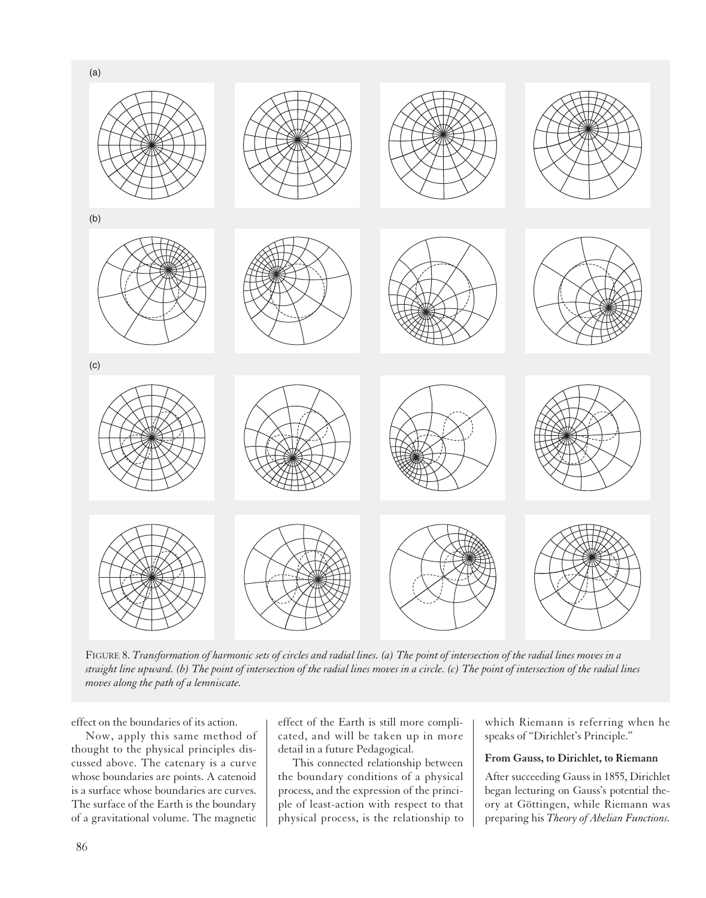(a)

(b)

(c)

FIGURE 8. *Transformation of harmonic sets of circles and radial lines. (a) The point of intersection of the radial lines moves in a straight line upward. (b) The point of intersection of the radial lines moves in a circle. (c) The point of intersection of the radial lines moves along the path of a lemniscate.*

effect on the boundaries of its action.

Now, apply this same method of thought to the physical principles discussed above. The catenary is a curve whose boundaries are points. A catenoid is a surface whose boundaries are curves. The surface of the Earth is the boundary of a gravitational volume. The magnetic effect of the Earth is still more complicated, and will be taken up in more detail in a future Pedagogical.

This connected relationship between the boundary conditions of a physical process, and the expression of the principle of least-action with respect to that physical process, is the relationship to which Riemann is referring when he speaks of "Dirichlet's Principle."

**From Gauss, to Dirichlet, to Riemann**

After succeeding Gauss in 1855, Dirichlet began lecturing on Gauss's potential theory at Göttingen, while Riemann was preparing his *Theory of Abelian Functions.*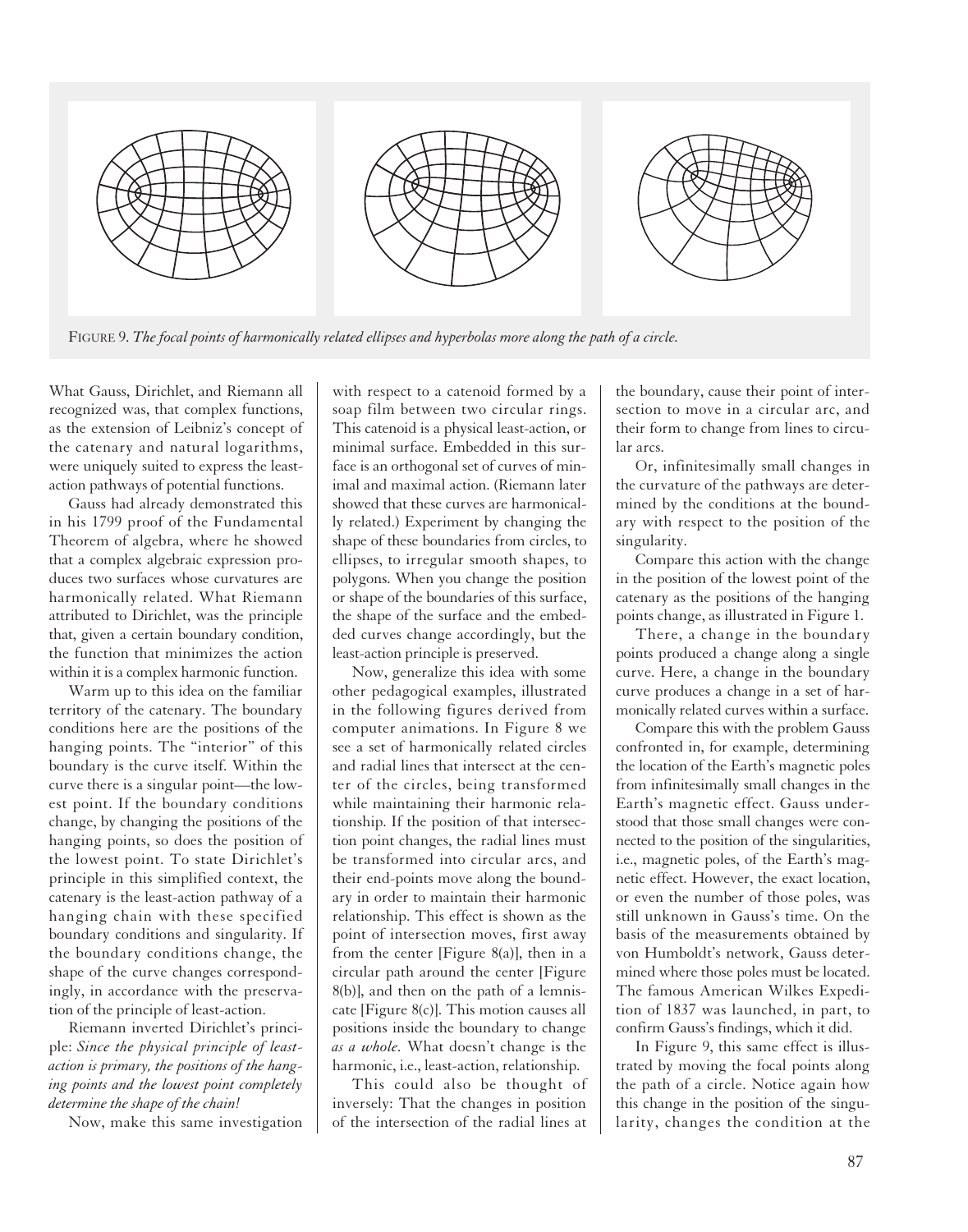FIGURE 9. *The focal points of harmonically related ellipses and hyperbolas more along the path of a circle.*

What Gauss, Dirichlet, and Riemann all recognized was, that complex functions, as the extension of Leibniz's concept of the catenary and natural logarithms, were uniquely suited to express the least-action pathways of potential functions.

Gauss had already demonstrated this in his 1799 proof of the Fundamental Theorem of algebra, where he showed that a complex algebraic expression produces two surfaces whose curvatures are harmonically related. What Riemann attributed to Dirichlet, was the principle that, given a certain boundary condition, the function that minimizes the action within it is a complex harmonic function.

Warm up to this idea on the familiar territory of the catenary. The boundary conditions here are the positions of the hanging points. The "interior" of this boundary is the curve itself. Within the curve there is a singular point—the lowest point. If the boundary conditions change, by changing the positions of the hanging points, so does the position of the lowest point. To state Dirichlet's principle in this simplified context, the catenary is the least-action pathway of a hanging chain with these specified boundary conditions and singularity. If the boundary conditions change, the shape of the curve changes correspondingly, in accordance with the preservation of the principle of least-action.

Riemann inverted Dirichlet's principle: *Since the physical principle of least-action is primary, the positions of the hanging points and the lowest point completely determine the shape of the chain!*

Now, make this same investigation with respect to a catenoid formed by a soap film between two circular rings. This catenoid is a physical least-action, or minimal surface. Embedded in this surface is an orthogonal set of curves of minimal and maximal action. (Riemann later showed that these curves are harmonically related.) Experiment by changing the shape of these boundaries from circles, to ellipses, to irregular smooth shapes, to polygons. When you change the position or shape of the boundaries of this surface, the shape of the surface and the embedded curves change accordingly, but the least-action principle is preserved.

Now, generalize this idea with some other pedagogical examples, illustrated in the following figures derived from computer animations. In Figure 8 we see a set of harmonically related circles and radial lines that intersect at the center of the circles, being transformed while maintaining their harmonic relationship. If the position of that intersection point changes, the radial lines must be transformed into circular arcs, and their end-points move along the boundary in order to maintain their harmonic relationship. This effect is shown as the point of intersection moves, first away from the center [Figure 8(a)], then in a circular path around the center [Figure 8(b)], and then on the path of a lemniscate [Figure 8(c)]. This motion causes all positions inside the boundary to change *as a whole*. What doesn't change is the harmonic, i.e., least-action, relationship.

This could also be thought of inversely: That the changes in position of the intersection of the radial lines at the boundary, cause their point of intersection to move in a circular arc, and their form to change from lines to circular arcs.

Or, infinitesimally small changes in the curvature of the pathways are determined by the conditions at the boundary with respect to the position of the singularity.

Compare this action with the change in the position of the lowest point of the catenary as the positions of the hanging points change, as illustrated in Figure 1.

There, a change in the boundary points produced a change along a single curve. Here, a change in the boundary curve produces a change in a set of harmonically related curves within a surface.

Compare this with the problem Gauss confronted in, for example, determining the location of the Earth's magnetic poles from infinitesimally small changes in the Earth's magnetic effect. Gauss understood that those small changes were connected to the position of the singularities, i.e., magnetic poles, of the Earth's magnetic effect. However, the exact location, or even the number of those poles, was still unknown in Gauss's time. On the basis of the measurements obtained by von Humboldt's network, Gauss determined where those poles must be located. The famous American Wilkes Expedition of 1837 was launched, in part, to confirm Gauss's findings, which it did.

In Figure 9, this same effect is illustrated by moving the focal points along the path of a circle. Notice again how this change in the position of the singularity, changes the condition at the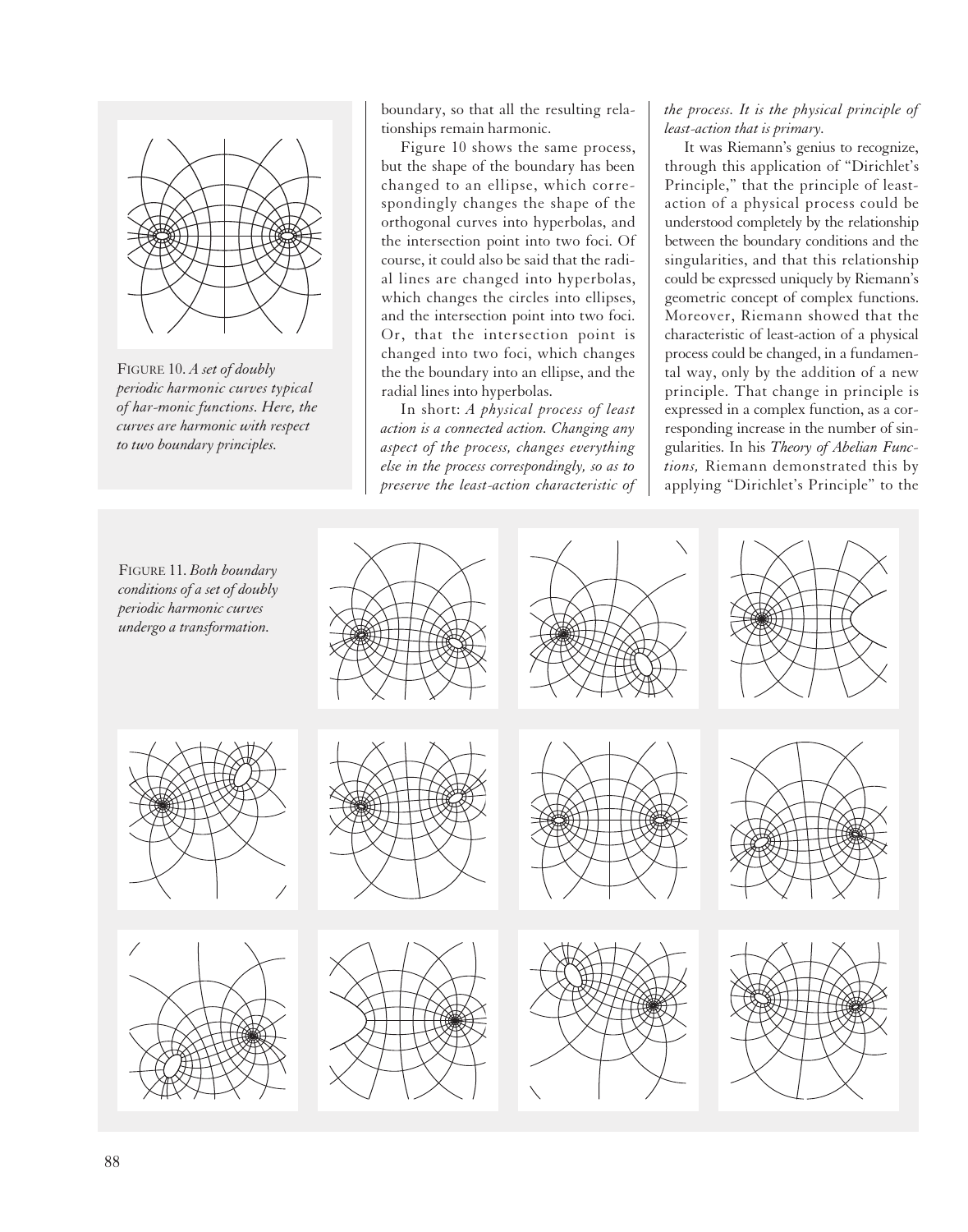FIGURE 10. *A set of doubly periodic harmonic curves typical of har-monic functions. Here, the curves are harmonic with respect to two boundary principles.*

boundary, so that all the resulting relationships remain harmonic.

Figure 10 shows the same process, but the shape of the boundary has been changed to an ellipse, which correspondingly changes the shape of the orthogonal curves into hyperbolas, and the intersection point into two foci. Of course, it could also be said that the radial lines are changed into hyperbolas, which changes the circles into ellipses, and the intersection point into two foci. Or, that the intersection point is changed into two foci, which changes the the boundary into an ellipse, and the radial lines into hyperbolas.

In short: *A physical process of least action is a connected action. Changing any aspect of the process, changes everything else in the process correspondingly, so as to preserve the least-action characteristic of the process. It is the physical principle of least-action that is primary.*

It was Riemann's genius to recognize, through this application of "Dirichlet's Principle," that the principle of least-action of a physical process could be understood completely by the relationship between the boundary conditions and the singularities, and that this relationship could be expressed uniquely by Riemann's geometric concept of complex functions. Moreover, Riemann showed that the characteristic of least-action of a physical process could be changed, in a fundamental way, only by the addition of a new principle. That change in principle is expressed in a complex function, as a corresponding increase in the number of singularities. In his *Theory of Abelian Functions,* Riemann demonstrated this by applying "Dirichlet's Principle" to the

FIGURE 11. *Both boundary conditions of a set of doubly periodic harmonic curves undergo a transformation.*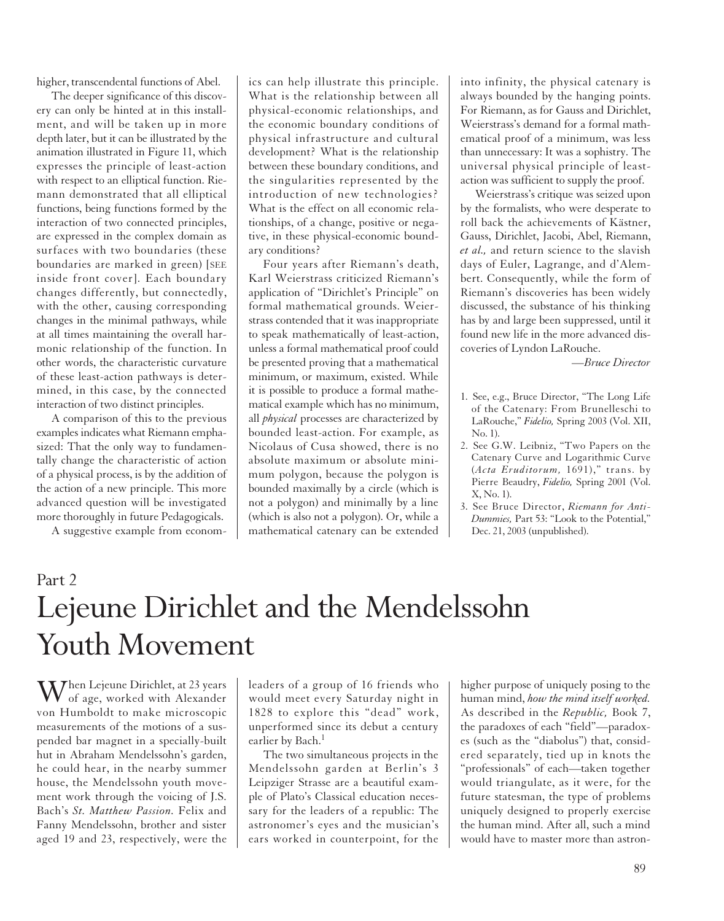higher, transcendental functions of Abel.

The deeper significance of this discovery can only be hinted at in this installment, and will be taken up in more depth later, but it can be illustrated by the animation illustrated in Figure 11, which expresses the principle of least-action with respect to an elliptical function. Riemann demonstrated that all elliptical functions, being functions formed by the interaction of two connected principles, are expressed in the complex domain as surfaces with two boundaries (these boundaries are marked in green) [SEE inside front cover]. Each boundary changes differently, but connectedly, with the other, causing corresponding changes in the minimal pathways, while at all times maintaining the overall harmonic relationship of the function. In other words, the characteristic curvature of these least-action pathways is determined, in this case, by the connected interaction of two distinct principles.

A comparison of this to the previous examples indicates what Riemann emphasized: That the only way to fundamentally change the characteristic of action of a physical process, is by the addition of the action of a new principle. This more advanced question will be investigated more thoroughly in future Pedagogicals.

A suggestive example from economics can help illustrate this principle. What is the relationship between all physical-economic relationships, and the economic boundary conditions of physical infrastructure and cultural development? What is the relationship between these boundary conditions, and the singularities represented by the introduction of new technologies? What is the effect on all economic relationships, of a change, positive or negative, in these physical-economic boundary conditions?

Four years after Riemann's death, Karl Weierstrass criticized Riemann's application of "Dirichlet's Principle" on formal mathematical grounds. Weierstrass contended that it was inappropriate to speak mathematically of least-action, unless a formal mathematical proof could be presented proving that a mathematical minimum, or maximum, existed. While it is possible to produce a formal mathematical example which has no minimum, all *physical* processes are characterized by bounded least-action. For example, as Nicolaus of Cusa showed, there is no absolute maximum or absolute minimum polygon, because the polygon is bounded maximally by a circle (which is not a polygon) and minimally by a line (which is also not a polygon). Or, while a mathematical catenary can be extended into infinity, the physical catenary is always bounded by the hanging points. For Riemann, as for Gauss and Dirichlet, Weierstrass's demand for a formal mathematical proof of a minimum, was less than unnecessary: It was a sophistry. The universal physical principle of least-action was sufficient to supply the proof.

Weierstrass's critique was seized upon by the formalists, who were desperate to roll back the achievements of Kästner, Gauss, Dirichlet, Jacobi, Abel, Riemann, *et al.,* and return science to the slavish days of Euler, Lagrange, and d'Alembert. Consequently, while the form of Riemann's discoveries has been widely discussed, the substance of his thinking has by and large been suppressed, until it found new life in the more advanced discoveries of Lyndon LaRouche.

—*Bruce Director*

1. See, e.g., Bruce Director, "The Long Life of the Catenary: From Brunelleschi to LaRouche," *Fidelio,* Spring 2003 (Vol. XII, No. 1).
2. See G.W. Leibniz, "Two Papers on the Catenary Curve and Logarithmic Curve (*Acta Eruditorum,* 1691)," trans. by Pierre Beaudry, *Fidelio,* Spring 2001 (Vol. X, No. 1).
3. See Bruce Director, *Riemann for Anti-Dummies,* Part 53: "Look to the Potential," Dec. 21, 2003 (unpublished).

## Part 2
# Lejeune Dirichlet and the Mendelssohn Youth Movement

When Lejeune Dirichlet, at 23 years of age, worked with Alexander von Humboldt to make microscopic measurements of the motions of a suspended bar magnet in a specially-built hut in Abraham Mendelssohn's garden, he could hear, in the nearby summer house, the Mendelssohn youth movement work through the voicing of J.S. Bach's *St. Matthew Passion.* Felix and Fanny Mendelssohn, brother and sister aged 19 and 23, respectively, were the leaders of a group of 16 friends who would meet every Saturday night in 1828 to explore this "dead" work, unperformed since its debut a century earlier by Bach.[1]

The two simultaneous projects in the Mendelssohn garden at Berlin's 3 Leipziger Strasse are a beautiful example of Plato's Classical education necessary for the leaders of a republic: The astronomer's eyes and the musician's ears worked in counterpoint, for the higher purpose of uniquely posing to the human mind, *how the mind itself worked.* As described in the *Republic,* Book 7, the paradoxes of each "field"—paradoxes (such as the "diabolus") that, considered separately, tied up in knots the "professionals" of each—taken together would triangulate, as it were, for the future statesman, the type of problems uniquely designed to properly exercise the human mind. After all, such a mind would have to master more than astron-